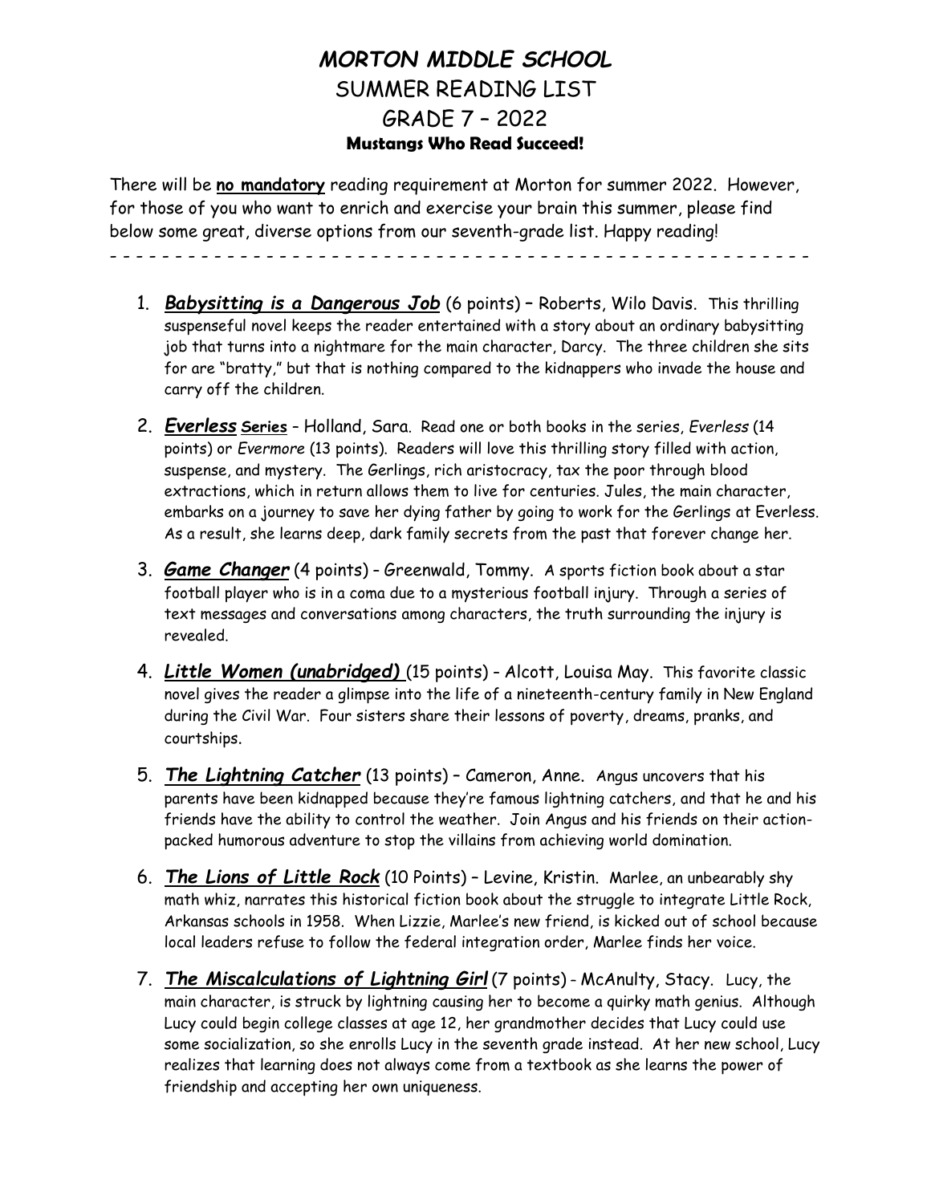# *MORTON MIDDLE SCHOOL*

## SUMMER READING LIST

## GRADE 7 – 2022

**Mustangs Who Read Succeed!**

There will be **no mandatory** reading requirement at Morton for summer 2022. However, for those of you who want to enrich and exercise your brain this summer, please find below some great, diverse options from our seventh-grade list. Happy reading!

- - - - - - - - - - - - - - - - - - - - - - - - - - - - - - - - - - - - - - - - - - - - - - - - - - - - - - -

1. ***Babysitting is a Dangerous Job*** (6 points) – Roberts, Wilo Davis. This thrilling suspenseful novel keeps the reader entertained with a story about an ordinary babysitting job that turns into a nightmare for the main character, Darcy. The three children she sits for are "bratty," but that is nothing compared to the kidnappers who invade the house and carry off the children.

2. ***Everless*** **Series** – Holland, Sara. Read one or both books in the series, *Everless* (14 points) or *Evermore* (13 points). Readers will love this thrilling story filled with action, suspense, and mystery. The Gerlings, rich aristocracy, tax the poor through blood extractions, which in return allows them to live for centuries. Jules, the main character, embarks on a journey to save her dying father by going to work for the Gerlings at Everless. As a result, she learns deep, dark family secrets from the past that forever change her.

3. ***Game Changer*** (4 points) – Greenwald, Tommy. A sports fiction book about a star football player who is in a coma due to a mysterious football injury. Through a series of text messages and conversations among characters, the truth surrounding the injury is revealed.

4. ***Little Women (unabridged)*** (15 points) – Alcott, Louisa May. This favorite classic novel gives the reader a glimpse into the life of a nineteenth-century family in New England during the Civil War. Four sisters share their lessons of poverty, dreams, pranks, and courtships.

5. ***The Lightning Catcher*** (13 points) – Cameron, Anne. Angus uncovers that his parents have been kidnapped because they're famous lightning catchers, and that he and his friends have the ability to control the weather. Join Angus and his friends on their action-packed humorous adventure to stop the villains from achieving world domination.

6. ***The Lions of Little Rock*** (10 Points) – Levine, Kristin. Marlee, an unbearably shy math whiz, narrates this historical fiction book about the struggle to integrate Little Rock, Arkansas schools in 1958. When Lizzie, Marlee's new friend, is kicked out of school because local leaders refuse to follow the federal integration order, Marlee finds her voice.

7. ***The Miscalculations of Lightning Girl*** (7 points) - McAnulty, Stacy. Lucy, the main character, is struck by lightning causing her to become a quirky math genius. Although Lucy could begin college classes at age 12, her grandmother decides that Lucy could use some socialization, so she enrolls Lucy in the seventh grade instead. At her new school, Lucy realizes that learning does not always come from a textbook as she learns the power of friendship and accepting her own uniqueness.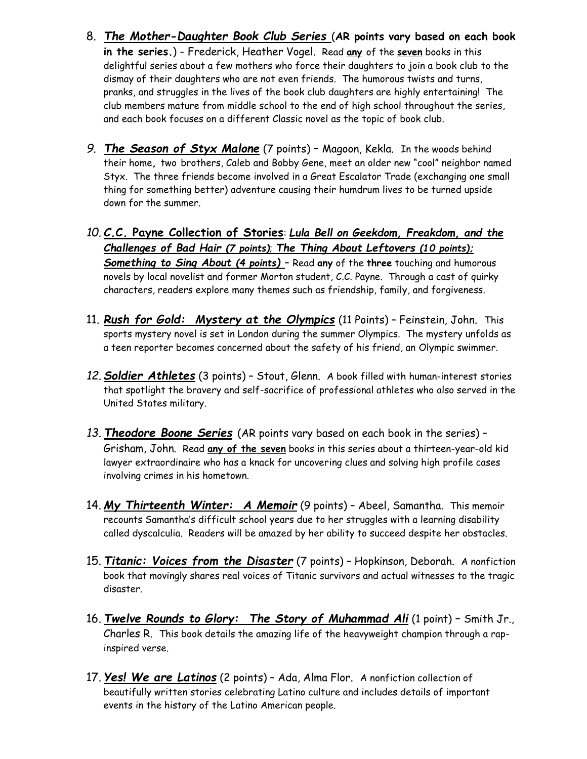8. ***The Mother-Daughter Book Club Series*** (**AR points vary based on each book in the series.**) - Frederick, Heather Vogel. Read **any** of the **seven** books in this delightful series about a few mothers who force their daughters to join a book club to the dismay of their daughters who are not even friends. The humorous twists and turns, pranks, and struggles in the lives of the book club daughters are highly entertaining! The club members mature from middle school to the end of high school throughout the series, and each book focuses on a different Classic novel as the topic of book club.

9. ***The Season of Styx Malone*** (7 points) – Magoon, Kekla. In the woods behind their home, two brothers, Caleb and Bobby Gene, meet an older new "cool" neighbor named Styx. The three friends become involved in a Great Escalator Trade (exchanging one small thing for something better) adventure causing their humdrum lives to be turned upside down for the summer.

10. ***C.C.* Payne Collection of Stories**: ***Lula Bell on Geekdom, Freakdom, and the Challenges of Bad Hair (7 points)***; ***The Thing About Leftovers (10 points); Something to Sing About (4 points)*** – Read **any** of the **three** touching and humorous novels by local novelist and former Morton student, C.C. Payne. Through a cast of quirky characters, readers explore many themes such as friendship, family, and forgiveness.

11. ***Rush for Gold: Mystery at the Olympics*** (11 Points) – Feinstein, John. This sports mystery novel is set in London during the summer Olympics. The mystery unfolds as a teen reporter becomes concerned about the safety of his friend, an Olympic swimmer.

12. ***Soldier Athletes*** (3 points) – Stout, Glenn. A book filled with human-interest stories that spotlight the bravery and self-sacrifice of professional athletes who also served in the United States military.

13. ***Theodore Boone Series*** (AR points vary based on each book in the series) – Grisham, John. Read **any of the seven** books in this series about a thirteen-year-old kid lawyer extraordinaire who has a knack for uncovering clues and solving high profile cases involving crimes in his hometown.

14. ***My Thirteenth Winter: A Memoir*** (9 points) – Abeel, Samantha. This memoir recounts Samantha's difficult school years due to her struggles with a learning disability called dyscalculia. Readers will be amazed by her ability to succeed despite her obstacles.

15. ***Titanic: Voices from the Disaster*** (7 points) – Hopkinson, Deborah. A nonfiction book that movingly shares real voices of Titanic survivors and actual witnesses to the tragic disaster.

16. ***Twelve Rounds to Glory: The Story of Muhammad Ali*** (1 point) – Smith Jr., Charles R. This book details the amazing life of the heavyweight champion through a rap-inspired verse.

17. ***Yes! We are Latinos*** (2 points) – Ada, Alma Flor. A nonfiction collection of beautifully written stories celebrating Latino culture and includes details of important events in the history of the Latino American people.